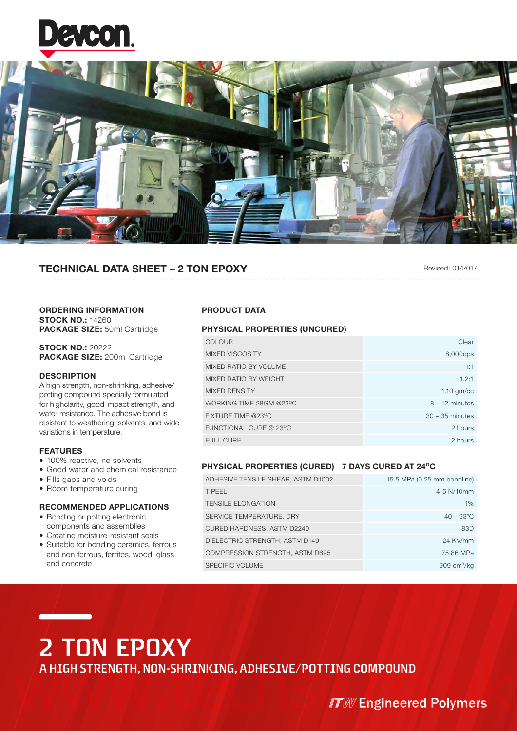Devcon

# TECHNICAL DATA SHEET – 2 TON EPOXY

Revised: 01/2017

### ORDERING INFORMATION

**STOCK NO.:** 14260
**PACKAGE SIZE:** 50ml Cartridge

**STOCK NO.:** 20222
**PACKAGE SIZE:** 200ml Cartridge

### DESCRIPTION

A high strength, non-shrinking, adhesive/ potting compound specially formulated for highclarity, good impact strength, and water resistance. The adhesive bond is resistant to weathering, solvents, and wide variations in temperature.

### FEATURES

- 100% reactive, no solvents
- Good water and chemical resistance
- Fills gaps and voids
- Room temperature curing

### RECOMMENDED APPLICATIONS

- Bonding or potting electronic components and assemblies
- Creating moisture-resistant seals
- Suitable for bonding ceramics, ferrous and non-ferrous, ferrites, wood, glass and concrete

### PRODUCT DATA

#### PHYSICAL PROPERTIES (UNCURED)

| | |
|---|---|
| COLOUR | Clear |
| MIXED VISCOSITY | 8,000cps |
| MIXED RATIO BY VOLUME | 1:1 |
| MIXED RATIO BY WEIGHT | 1.2:1 |
| MIXED DENSITY | 1.10 gm/cc |
| WORKING TIME 28GM @23°C | 8 – 12 minutes |
| FIXTURE TIME @23°C | 30 – 35 minutes |
| FUNCTIONAL CURE @ 23°C | 2 hours |
| FULL CURE | 12 hours |

#### PHYSICAL PROPERTIES (CURED) - 7 DAYS CURED AT 24°C

| | |
|---|---|
| ADHESIVE TENSILE SHEAR, ASTM D1002 | 15.5 MPa (0.25 mm bondline) |
| T PEEL | 4-5 N/10mm |
| TENSILE ELONGATION | 1% |
| SERVICE TEMPERATURE, DRY | -40 – 93°C |
| CURED HARDNESS, ASTM D2240 | 83D |
| DIELECTRIC STRENGTH, ASTM D149 | 24 KV/mm |
| COMPRESSION STRENGTH, ASTM D695 | 75.86 MPa |
| SPECIFIC VOLUME | 909 $cm^3$/kg |

# 2 TON EPOXY

## A HIGH STRENGTH, NON-SHRINKING, ADHESIVE/POTTING COMPOUND

ITW Engineered Polymers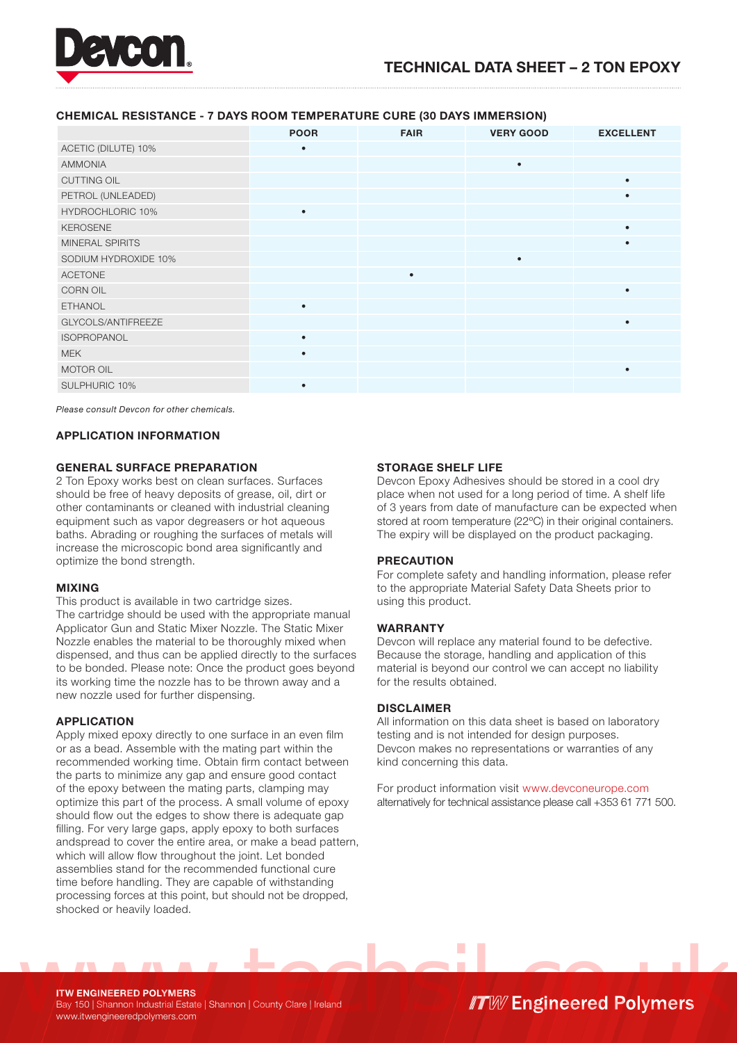## CHEMICAL RESISTANCE - 7 DAYS ROOM TEMPERATURE CURE (30 DAYS IMMERSION)

| | POOR | FAIR | VERY GOOD | EXCELLENT |
|---|---|---|---|---|
| ACETIC (DILUTE) 10% | • | | | |
| AMMONIA | | | • | |
| CUTTING OIL | | | | • |
| PETROL (UNLEADED) | | | | • |
| HYDROCHLORIC 10% | • | | | |
| KEROSENE | | | | • |
| MINERAL SPIRITS | | | | • |
| SODIUM HYDROXIDE 10% | | | • | |
| ACETONE | | • | | |
| CORN OIL | | | | • |
| ETHANOL | • | | | |
| GLYCOLS/ANTIFREEZE | | | | • |
| ISOPROPANOL | • | | | |
| MEK | • | | | |
| MOTOR OIL | | | | • |
| SULPHURIC 10% | • | | | |

*Please consult Devcon for other chemicals.*

## APPLICATION INFORMATION

### GENERAL SURFACE PREPARATION

2 Ton Epoxy works best on clean surfaces. Surfaces should be free of heavy deposits of grease, oil, dirt or other contaminants or cleaned with industrial cleaning equipment such as vapor degreasers or hot aqueous baths. Abrading or roughing the surfaces of metals will increase the microscopic bond area significantly and optimize the bond strength.

### MIXING

This product is available in two cartridge sizes. The cartridge should be used with the appropriate manual Applicator Gun and Static Mixer Nozzle. The Static Mixer Nozzle enables the material to be thoroughly mixed when dispensed, and thus can be applied directly to the surfaces to be bonded. Please note: Once the product goes beyond its working time the nozzle has to be thrown away and a new nozzle used for further dispensing.

### APPLICATION

Apply mixed epoxy directly to one surface in an even film or as a bead. Assemble with the mating part within the recommended working time. Obtain firm contact between the parts to minimize any gap and ensure good contact of the epoxy between the mating parts, clamping may optimize this part of the process. A small volume of epoxy should flow out the edges to show there is adequate gap filling. For very large gaps, apply epoxy to both surfaces andspread to cover the entire area, or make a bead pattern, which will allow flow throughout the joint. Let bonded assemblies stand for the recommended functional cure time before handling. They are capable of withstanding processing forces at this point, but should not be dropped, shocked or heavily loaded.

### STORAGE SHELF LIFE

Devcon Epoxy Adhesives should be stored in a cool dry place when not used for a long period of time. A shelf life of 3 years from date of manufacture can be expected when stored at room temperature (22ºC) in their original containers. The expiry will be displayed on the product packaging.

### PRECAUTION

For complete safety and handling information, please refer to the appropriate Material Safety Data Sheets prior to using this product.

### WARRANTY

Devcon will replace any material found to be defective. Because the storage, handling and application of this material is beyond our control we can accept no liability for the results obtained.

### DISCLAIMER

All information on this data sheet is based on laboratory testing and is not intended for design purposes. Devcon makes no representations or warranties of any kind concerning this data.

For product information visit www.devconeurope.com alternatively for technical assistance please call +353 61 771 500.

**ITW ENGINEERED POLYMERS**
Bay 150 | Shannon Industrial Estate | Shannon | County Clare | Ireland
www.itwengineeredpolymers.com